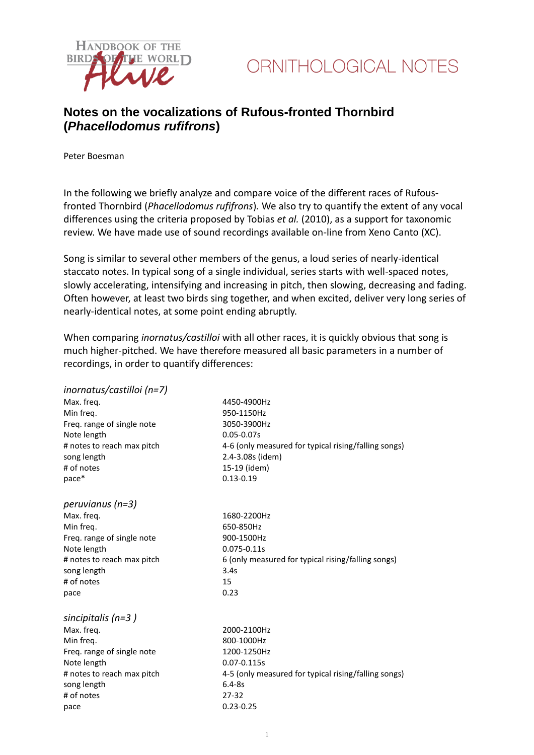HANDBOOK OF THE BIRDS OF THE WORLD Alive

ORNITHOLOGICAL NOTES

# Notes on the vocalizations of Rufous-fronted Thornbird (*Phacellodomus rufifrons*)

Peter Boesman

In the following we briefly analyze and compare voice of the different races of Rufous-fronted Thornbird (*Phacellodomus rufifrons*). We also try to quantify the extent of any vocal differences using the criteria proposed by Tobias *et al.* (2010), as a support for taxonomic review. We have made use of sound recordings available on-line from Xeno Canto (XC).

Song is similar to several other members of the genus, a loud series of nearly-identical staccato notes. In typical song of a single individual, series starts with well-spaced notes, slowly accelerating, intensifying and increasing in pitch, then slowing, decreasing and fading. Often however, at least two birds sing together, and when excited, deliver very long series of nearly-identical notes, at some point ending abruptly.

When comparing *inornatus/castilloi* with all other races, it is quickly obvious that song is much higher-pitched. We have therefore measured all basic parameters in a number of recordings, in order to quantify differences:

*inornatus/castilloi (n=7)*

| | |
|---|---|
| Max. freq. | 4450-4900Hz |
| Min freq. | 950-1150Hz |
| Freq. range of single note | 3050-3900Hz |
| Note length | 0.05-0.07s |
| # notes to reach max pitch | 4-6 (only measured for typical rising/falling songs) |
| song length | 2.4-3.08s (idem) |
| # of notes | 15-19 (idem) |
| pace* | 0.13-0.19 |

*peruvianus (n=3)*

| | |
|---|---|
| Max. freq. | 1680-2200Hz |
| Min freq. | 650-850Hz |
| Freq. range of single note | 900-1500Hz |
| Note length | 0.075-0.11s |
| # notes to reach max pitch | 6 (only measured for typical rising/falling songs) |
| song length | 3.4s |
| # of notes | 15 |
| pace | 0.23 |

*sincipitalis (n=3 )*

| | |
|---|---|
| Max. freq. | 2000-2100Hz |
| Min freq. | 800-1000Hz |
| Freq. range of single note | 1200-1250Hz |
| Note length | 0.07-0.115s |
| # notes to reach max pitch | 4-5 (only measured for typical rising/falling songs) |
| song length | 6.4-8s |
| # of notes | 27-32 |
| pace | 0.23-0.25 |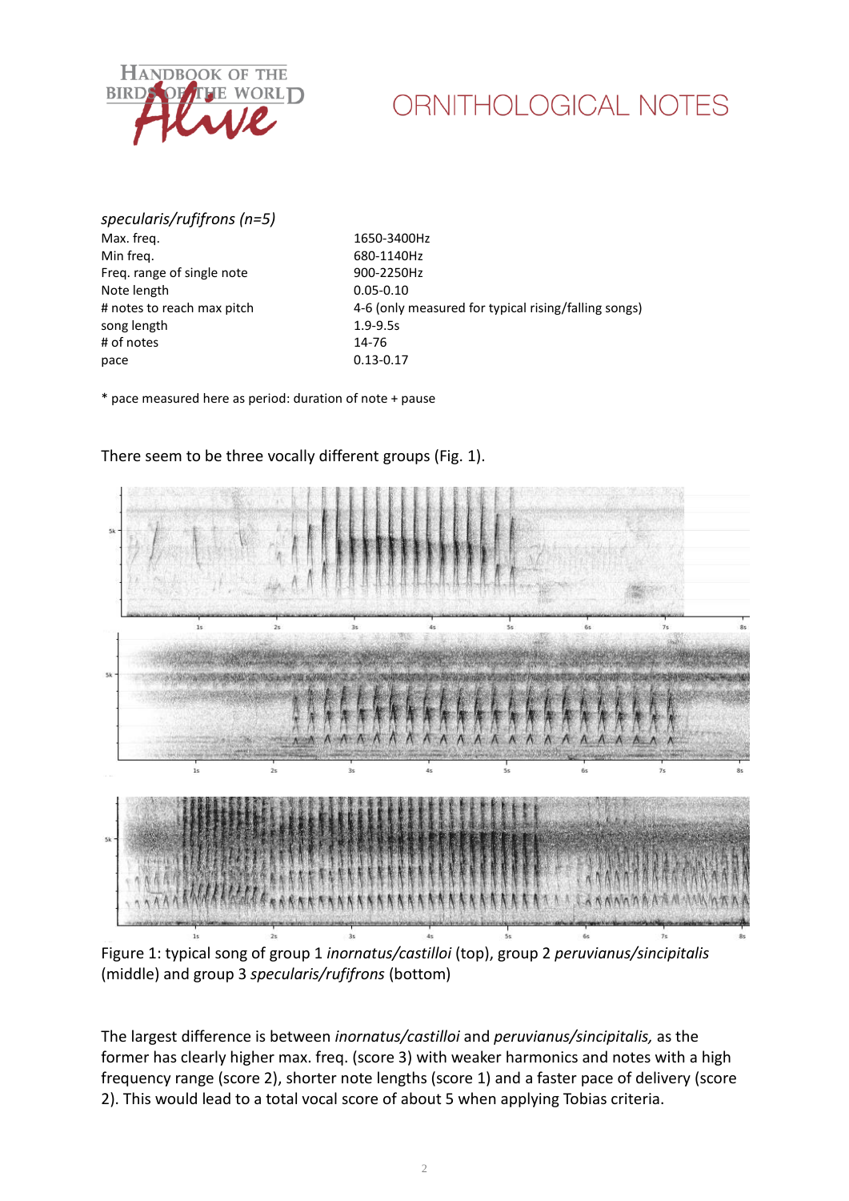*specularis/rufifrons (n=5)*

| | |
|---|---|
| Max. freq. | 1650-3400Hz |
| Min freq. | 680-1140Hz |
| Freq. range of single note | 900-2250Hz |
| Note length | 0.05-0.10 |
| # notes to reach max pitch | 4-6 (only measured for typical rising/falling songs) |
| song length | 1.9-9.5s |
| # of notes | 14-76 |
| pace | 0.13-0.17 |

* pace measured here as period: duration of note + pause

There seem to be three vocally different groups (Fig. 1).

Figure 1: typical song of group 1 *inornatus/castilloi* (top), group 2 *peruvianus/sincipitalis* (middle) and group 3 *specularis/rufifrons* (bottom)

The largest difference is between *inornatus/castilloi* and *peruvianus/sincipitalis,* as the former has clearly higher max. freq. (score 3) with weaker harmonics and notes with a high frequency range (score 2), shorter note lengths (score 1) and a faster pace of delivery (score 2). This would lead to a total vocal score of about 5 when applying Tobias criteria.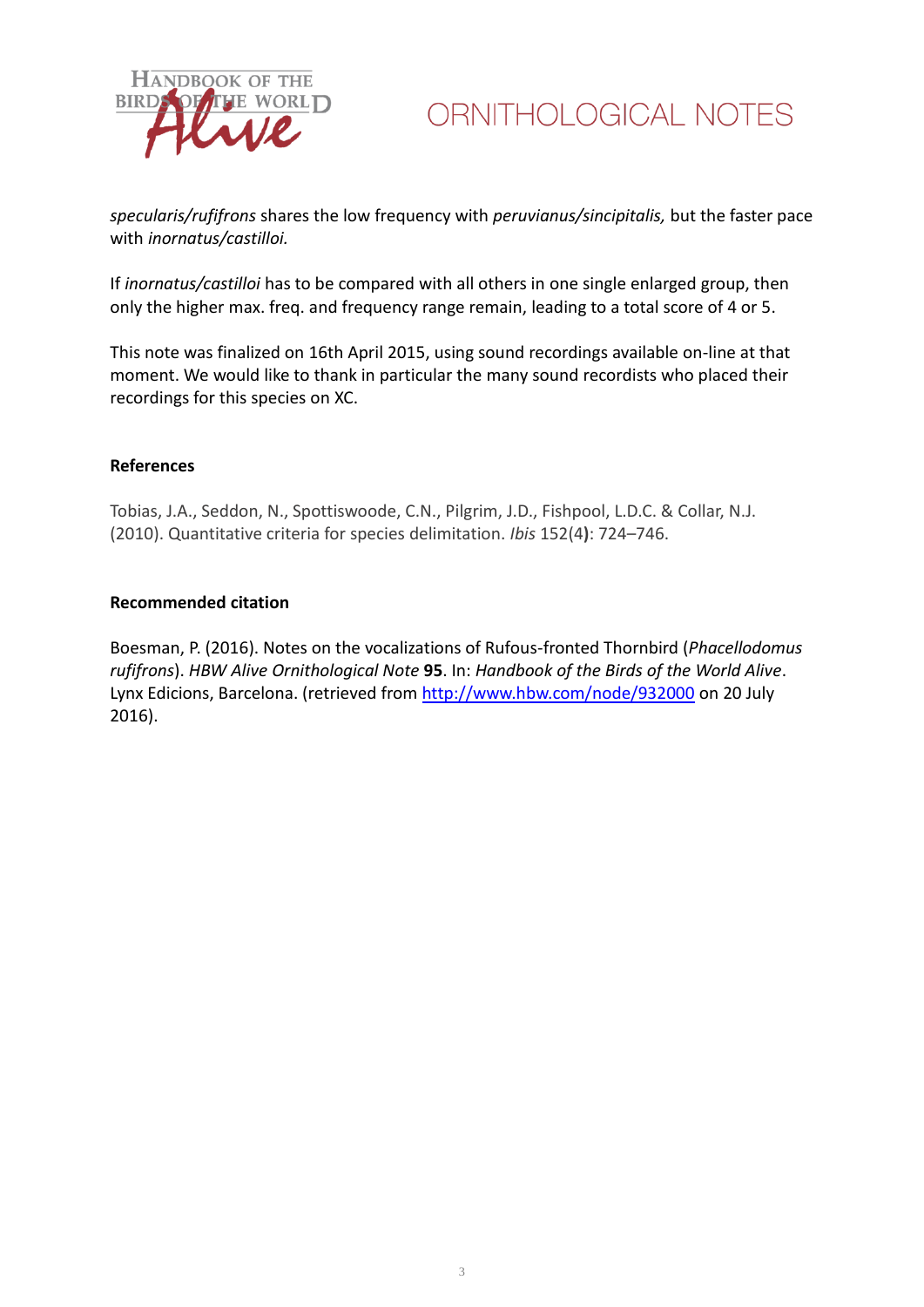*specularis/rufifrons* shares the low frequency with *peruvianus/sincipitalis,* but the faster pace with *inornatus/castilloi.*

If *inornatus/castilloi* has to be compared with all others in one single enlarged group, then only the higher max. freq. and frequency range remain, leading to a total score of 4 or 5.

This note was finalized on 16th April 2015, using sound recordings available on-line at that moment. We would like to thank in particular the many sound recordists who placed their recordings for this species on XC.

**References**

Tobias, J.A., Seddon, N., Spottiswoode, C.N., Pilgrim, J.D., Fishpool, L.D.C. & Collar, N.J. (2010). Quantitative criteria for species delimitation. *Ibis* 152(4**)**: 724–746.

**Recommended citation**

Boesman, P. (2016). Notes on the vocalizations of Rufous-fronted Thornbird (*Phacellodomus rufifrons*). *HBW Alive Ornithological Note* **95**. In: *Handbook of the Birds of the World Alive*. Lynx Edicions, Barcelona. (retrieved from http://www.hbw.com/node/932000 on 20 July 2016).